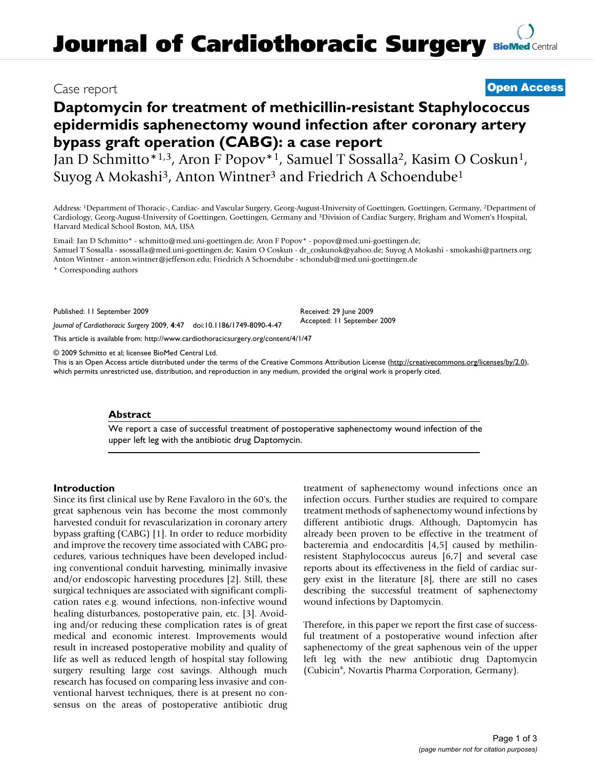Case report

**Open Access**

# Daptomycin for treatment of methicillin-resistant Staphylococcus epidermidis saphenectomy wound infection after coronary artery bypass graft operation (CABG): a case report

Jan D Schmitto*[1,3], Aron F Popov*[1], Samuel T Sossalla[2], Kasim O Coskun[1], Suyog A Mokashi[3], Anton Wintner[3] and Friedrich A Schoendube[1]

Address: [1]Department of Thoracic-, Cardiac- and Vascular Surgery, Georg-August-University of Goettingen, Goettingen, Germany, [2]Department of Cardiology, Georg-August-University of Goettingen, Goettingen, Germany and [3]Division of Cardiac Surgery, Brigham and Women's Hospital, Harvard Medical School Boston, MA, USA

Email: Jan D Schmitto* - schmitto@med.uni-goettingen.de; Aron F Popov* - popov@med.uni-goettingen.de; Samuel T Sossalla - ssossalla@med.uni-goettingen.de; Kasim O Coskun - dr_coskunok@yahoo.de; Suyog A Mokashi - smokashi@partners.org; Anton Wintner - anton.wintner@jefferson.edu; Friedrich A Schoendube - schondub@med.uni-goettingen.de

* Corresponding authors

Published: 11 September 2009

*Journal of Cardiothoracic Surgery* 2009, **4**:47 doi:10.1186/1749-8090-4-47

Received: 29 June 2009
Accepted: 11 September 2009

This article is available from: http://www.cardiothoracicsurgery.org/content/4/1/47

© 2009 Schmitto et al; licensee BioMed Central Ltd.

This is an Open Access article distributed under the terms of the Creative Commons Attribution License (http://creativecommons.org/licenses/by/2.0), which permits unrestricted use, distribution, and reproduction in any medium, provided the original work is properly cited.

## Abstract

We report a case of successful treatment of postoperative saphenectomy wound infection of the upper left leg with the antibiotic drug Daptomycin.

## Introduction

Since its first clinical use by Rene Favaloro in the 60's, the great saphenous vein has become the most commonly harvested conduit for revascularization in coronary artery bypass grafting (CABG) [1]. In order to reduce morbidity and improve the recovery time associated with CABG procedures, various techniques have been developed including conventional conduit harvesting, minimally invasive and/or endoscopic harvesting procedures [2]. Still, these surgical techniques are associated with significant complication rates e.g. wound infections, non-infective wound healing disturbances, postoperative pain, etc. [3]. Avoiding and/or reducing these complication rates is of great medical and economic interest. Improvements would result in increased postoperative mobility and quality of life as well as reduced length of hospital stay following surgery resulting large cost savings. Although much research has focused on comparing less invasive and conventional harvest techniques, there is at present no consensus on the areas of postoperative antibiotic drug treatment of saphenectomy wound infections once an infection occurs. Further studies are required to compare treatment methods of saphenectomy wound infections by different antibiotic drugs. Although, Daptomycin has already been proven to be effective in the treatment of bacteremia and endocarditis [4,5] caused by methilin-resistent Staphylococcus aureus [6,7] and several case reports about its effectiveness in the field of cardiac surgery exist in the literature [8], there are still no cases describing the successful treatment of saphenectomy wound infections by Daptomycin.

Therefore, in this paper we report the first case of successful treatment of a postoperative wound infection after saphenectomy of the great saphenous vein of the upper left leg with the new antibiotic drug Daptomycin (Cubicin®, Novartis Pharma Corporation, Germany).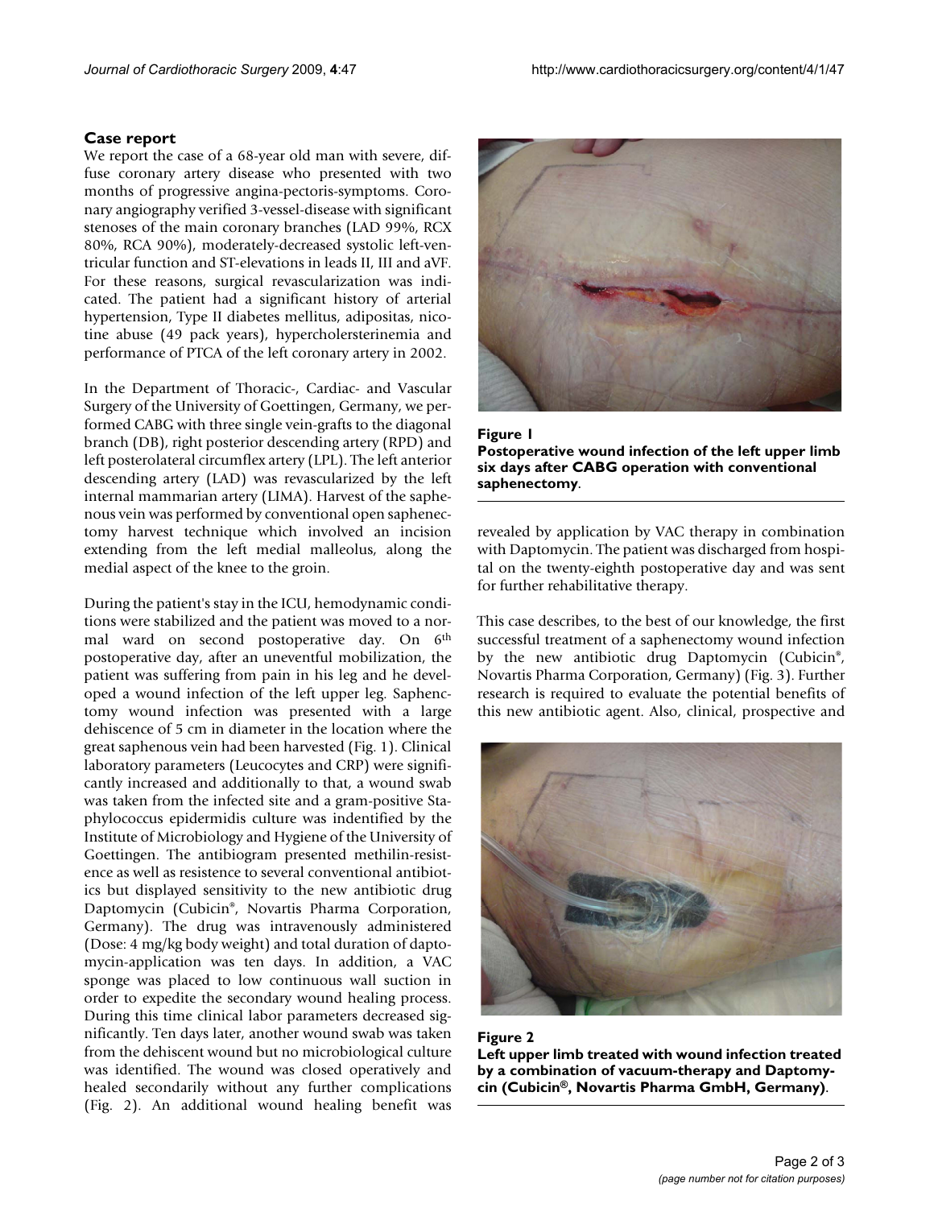## Case report

We report the case of a 68-year old man with severe, diffuse coronary artery disease who presented with two months of progressive angina-pectoris-symptoms. Coronary angiography verified 3-vessel-disease with significant stenoses of the main coronary branches (LAD 99%, RCX 80%, RCA 90%), moderately-decreased systolic left-ventricular function and ST-elevations in leads II, III and aVF. For these reasons, surgical revascularization was indicated. The patient had a significant history of arterial hypertension, Type II diabetes mellitus, adipositas, nicotine abuse (49 pack years), hypercholersterinemia and performance of PTCA of the left coronary artery in 2002.

In the Department of Thoracic-, Cardiac- and Vascular Surgery of the University of Goettingen, Germany, we performed CABG with three single vein-grafts to the diagonal branch (DB), right posterior descending artery (RPD) and left posterolateral circumflex artery (LPL). The left anterior descending artery (LAD) was revascularized by the left internal mammarian artery (LIMA). Harvest of the saphenous vein was performed by conventional open saphenectomy harvest technique which involved an incision extending from the left medial malleolus, along the medial aspect of the knee to the groin.

During the patient's stay in the ICU, hemodynamic conditions were stabilized and the patient was moved to a normal ward on second postoperative day. On 6th postoperative day, after an uneventful mobilization, the patient was suffering from pain in his leg and he developed a wound infection of the left upper leg. Saphenctomy wound infection was presented with a large dehiscence of 5 cm in diameter in the location where the great saphenous vein had been harvested (Fig. 1). Clinical laboratory parameters (Leucocytes and CRP) were significantly increased and additionally to that, a wound swab was taken from the infected site and a gram-positive Staphylococcus epidermidis culture was indentified by the Institute of Microbiology and Hygiene of the University of Goettingen. The antibiogram presented methilin-resistence as well as resistence to several conventional antibiotics but displayed sensitivity to the new antibiotic drug Daptomycin (Cubicin®, Novartis Pharma Corporation, Germany). The drug was intravenously administered (Dose: 4 mg/kg body weight) and total duration of daptomycin-application was ten days. In addition, a VAC sponge was placed to low continuous wall suction in order to expedite the secondary wound healing process. During this time clinical labor parameters decreased significantly. Ten days later, another wound swab was taken from the dehiscent wound but no microbiological culture was identified. The wound was closed operatively and healed secondarily without any further complications (Fig. 2). An additional wound healing benefit was revealed by application by VAC therapy in combination with Daptomycin. The patient was discharged from hospital on the twenty-eighth postoperative day and was sent for further rehabilitative therapy.

**Figure 1**
**Postoperative wound infection of the left upper limb six days after CABG operation with conventional saphenectomy**.

This case describes, to the best of our knowledge, the first successful treatment of a saphenectomy wound infection by the new antibiotic drug Daptomycin (Cubicin®, Novartis Pharma Corporation, Germany) (Fig. 3). Further research is required to evaluate the potential benefits of this new antibiotic agent. Also, clinical, prospective and

**Figure 2**
**Left upper limb treated with wound infection treated by a combination of vacuum-therapy and Daptomycin (Cubicin®, Novartis Pharma GmbH, Germany)**.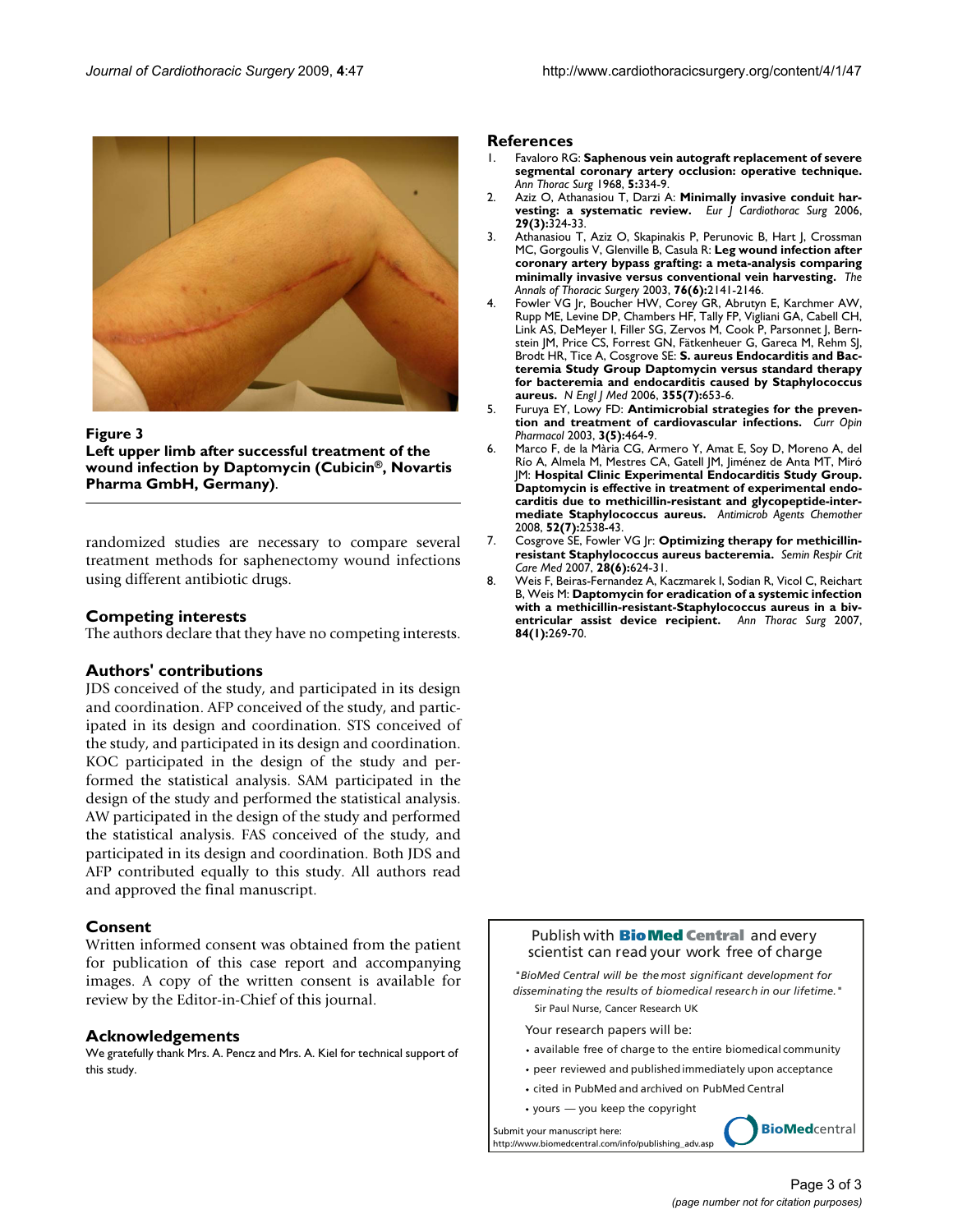**Figure 3**

**Left upper limb after successful treatment of the wound infection by Daptomycin (Cubicin®, Novartis Pharma GmbH, Germany)**.

randomized studies are necessary to compare several treatment methods for saphenectomy wound infections using different antibiotic drugs.

## Competing interests

The authors declare that they have no competing interests.

## Authors' contributions

JDS conceived of the study, and participated in its design and coordination. AFP conceived of the study, and participated in its design and coordination. STS conceived of the study, and participated in its design and coordination. KOC participated in the design of the study and performed the statistical analysis. SAM participated in the design of the study and performed the statistical analysis. AW participated in the design of the study and performed the statistical analysis. FAS conceived of the study, and participated in its design and coordination. Both JDS and AFP contributed equally to this study. All authors read and approved the final manuscript.

## Consent

Written informed consent was obtained from the patient for publication of this case report and accompanying images. A copy of the written consent is available for review by the Editor-in-Chief of this journal.

## Acknowledgements

We gratefully thank Mrs. A. Pencz and Mrs. A. Kiel for technical support of this study.

## References

1. Favaloro RG: **Saphenous vein autograft replacement of severe segmental coronary artery occlusion: operative technique.** *Ann Thorac Surg* 1968, **5:**334-9.
2. Aziz O, Athanasiou T, Darzi A: **Minimally invasive conduit harvesting: a systematic review.** *Eur J Cardiothorac Surg* 2006, **29(3):**324-33.
3. Athanasiou T, Aziz O, Skapinakis P, Perunovic B, Hart J, Crossman MC, Gorgoulis V, Glenville B, Casula R: **Leg wound infection after coronary artery bypass grafting: a meta-analysis comparing minimally invasive versus conventional vein harvesting.** *The Annals of Thoracic Surgery* 2003, **76(6):**2141-2146.
4. Fowler VG Jr, Boucher HW, Corey GR, Abrutyn E, Karchmer AW, Rupp ME, Levine DP, Chambers HF, Tally FP, Vigliani GA, Cabell CH, Link AS, DeMeyer I, Filler SG, Zervos M, Cook P, Parsonnet J, Bernstein JM, Price CS, Forrest GN, Fätkenheuer G, Gareca M, Rehm SJ, Brodt HR, Tice A, Cosgrove SE: **S. aureus Endocarditis and Bacteremia Study Group Daptomycin versus standard therapy for bacteremia and endocarditis caused by Staphylococcus aureus.** *N Engl J Med* 2006, **355(7):**653-6.
5. Furuya EY, Lowy FD: **Antimicrobial strategies for the prevention and treatment of cardiovascular infections.** *Curr Opin Pharmacol* 2003, **3(5):**464-9.
6. Marco F, de la Mària CG, Armero Y, Amat E, Soy D, Moreno A, del Río A, Almela M, Mestres CA, Gatell JM, Jiménez de Anta MT, Miró JM: **Hospital Clinic Experimental Endocarditis Study Group. Daptomycin is effective in treatment of experimental endocarditis due to methicillin-resistant and glycopeptide-intermediate Staphylococcus aureus.** *Antimicrob Agents Chemother* 2008, **52(7):**2538-43.
7. Cosgrove SE, Fowler VG Jr: **Optimizing therapy for methicillin-resistant Staphylococcus aureus bacteremia.** *Semin Respir Crit Care Med* 2007, **28(6):**624-31.
8. Weis F, Beiras-Fernandez A, Kaczmarek I, Sodian R, Vicol C, Reichart B, Weis M: **Daptomycin for eradication of a systemic infection with a methicillin-resistant-Staphylococcus aureus in a biventricular assist device recipient.** *Ann Thorac Surg* 2007, **84(1):**269-70.

Publish with **BioMed Central** and every scientist can read your work free of charge

*"BioMed Central will be the most significant development for disseminating the results of biomedical research in our lifetime."*
Sir Paul Nurse, Cancer Research UK

Your research papers will be:

- available free of charge to the entire biomedical community
- peer reviewed and published immediately upon acceptance
- cited in PubMed and archived on PubMed Central
- yours — you keep the copyright

Submit your manuscript here:
http://www.biomedcentral.com/info/publishing_adv.asp

BioMedcentral